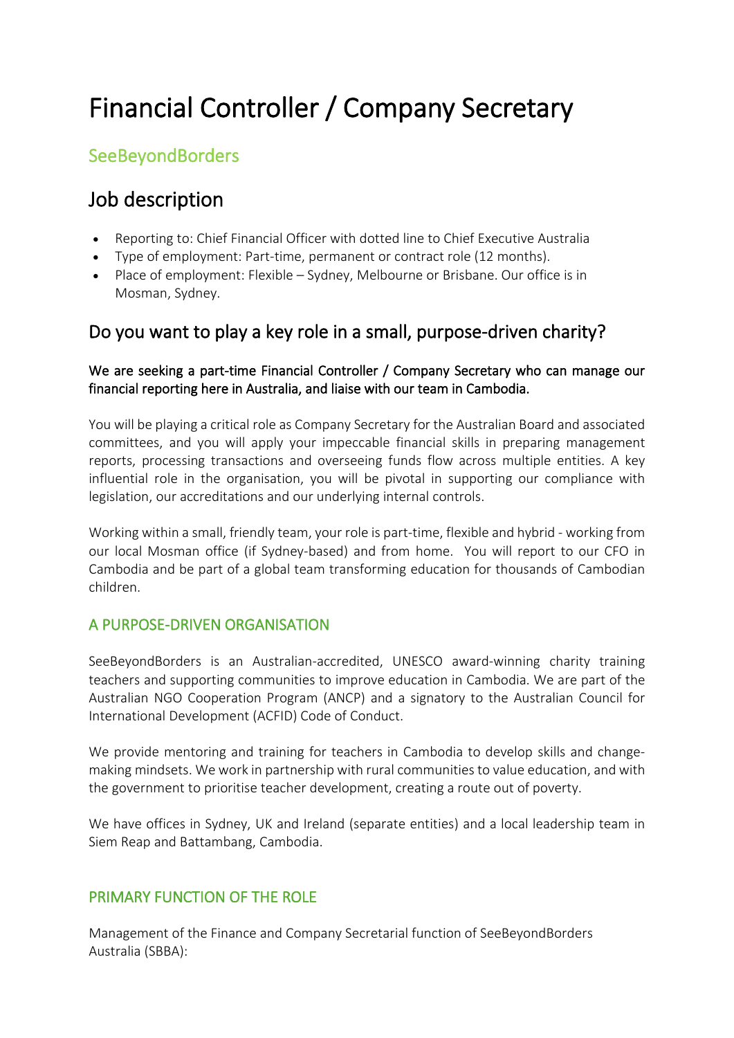# Financial Controller / Company Secretary

## SeeBeyondBorders

## Job description

- Reporting to: Chief Financial Officer with dotted line to Chief Executive Australia
- Type of employment: Part-time, permanent or contract role (12 months).
- Place of employment: Flexible – Sydney, Melbourne or Brisbane. Our office is in Mosman, Sydney.

## Do you want to play a key role in a small, purpose-driven charity?

We are seeking a part-time Financial Controller / Company Secretary who can manage our financial reporting here in Australia, and liaise with our team in Cambodia.

You will be playing a critical role as Company Secretary for the Australian Board and associated committees, and you will apply your impeccable financial skills in preparing management reports, processing transactions and overseeing funds flow across multiple entities. A key influential role in the organisation, you will be pivotal in supporting our compliance with legislation, our accreditations and our underlying internal controls.

Working within a small, friendly team, your role is part-time, flexible and hybrid - working from our local Mosman office (if Sydney-based) and from home. You will report to our CFO in Cambodia and be part of a global team transforming education for thousands of Cambodian children.

### A PURPOSE-DRIVEN ORGANISATION

SeeBeyondBorders is an Australian-accredited, UNESCO award-winning charity training teachers and supporting communities to improve education in Cambodia. We are part of the Australian NGO Cooperation Program (ANCP) and a signatory to the Australian Council for International Development (ACFID) Code of Conduct.

We provide mentoring and training for teachers in Cambodia to develop skills and change-making mindsets. We work in partnership with rural communities to value education, and with the government to prioritise teacher development, creating a route out of poverty.

We have offices in Sydney, UK and Ireland (separate entities) and a local leadership team in Siem Reap and Battambang, Cambodia.

### PRIMARY FUNCTION OF THE ROLE

Management of the Finance and Company Secretarial function of SeeBeyondBorders Australia (SBBA):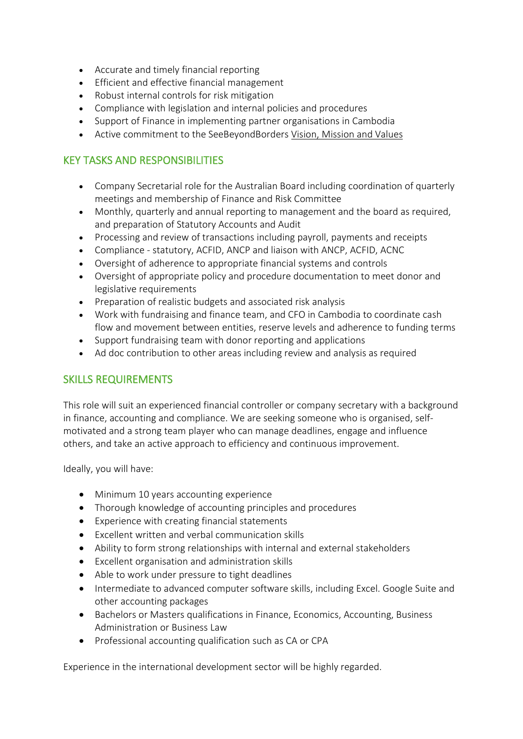- Accurate and timely financial reporting
- Efficient and effective financial management
- Robust internal controls for risk mitigation
- Compliance with legislation and internal policies and procedures
- Support of Finance in implementing partner organisations in Cambodia
- Active commitment to the SeeBeyondBorders Vision, Mission and Values

## KEY TASKS AND RESPONSIBILITIES

- Company Secretarial role for the Australian Board including coordination of quarterly meetings and membership of Finance and Risk Committee
- Monthly, quarterly and annual reporting to management and the board as required, and preparation of Statutory Accounts and Audit
- Processing and review of transactions including payroll, payments and receipts
- Compliance - statutory, ACFID, ANCP and liaison with ANCP, ACFID, ACNC
- Oversight of adherence to appropriate financial systems and controls
- Oversight of appropriate policy and procedure documentation to meet donor and legislative requirements
- Preparation of realistic budgets and associated risk analysis
- Work with fundraising and finance team, and CFO in Cambodia to coordinate cash flow and movement between entities, reserve levels and adherence to funding terms
- Support fundraising team with donor reporting and applications
- Ad doc contribution to other areas including review and analysis as required

## SKILLS REQUIREMENTS

This role will suit an experienced financial controller or company secretary with a background in finance, accounting and compliance. We are seeking someone who is organised, self-motivated and a strong team player who can manage deadlines, engage and influence others, and take an active approach to efficiency and continuous improvement.

Ideally, you will have:

- Minimum 10 years accounting experience
- Thorough knowledge of accounting principles and procedures
- Experience with creating financial statements
- Excellent written and verbal communication skills
- Ability to form strong relationships with internal and external stakeholders
- Excellent organisation and administration skills
- Able to work under pressure to tight deadlines
- Intermediate to advanced computer software skills, including Excel. Google Suite and other accounting packages
- Bachelors or Masters qualifications in Finance, Economics, Accounting, Business Administration or Business Law
- Professional accounting qualification such as CA or CPA

Experience in the international development sector will be highly regarded.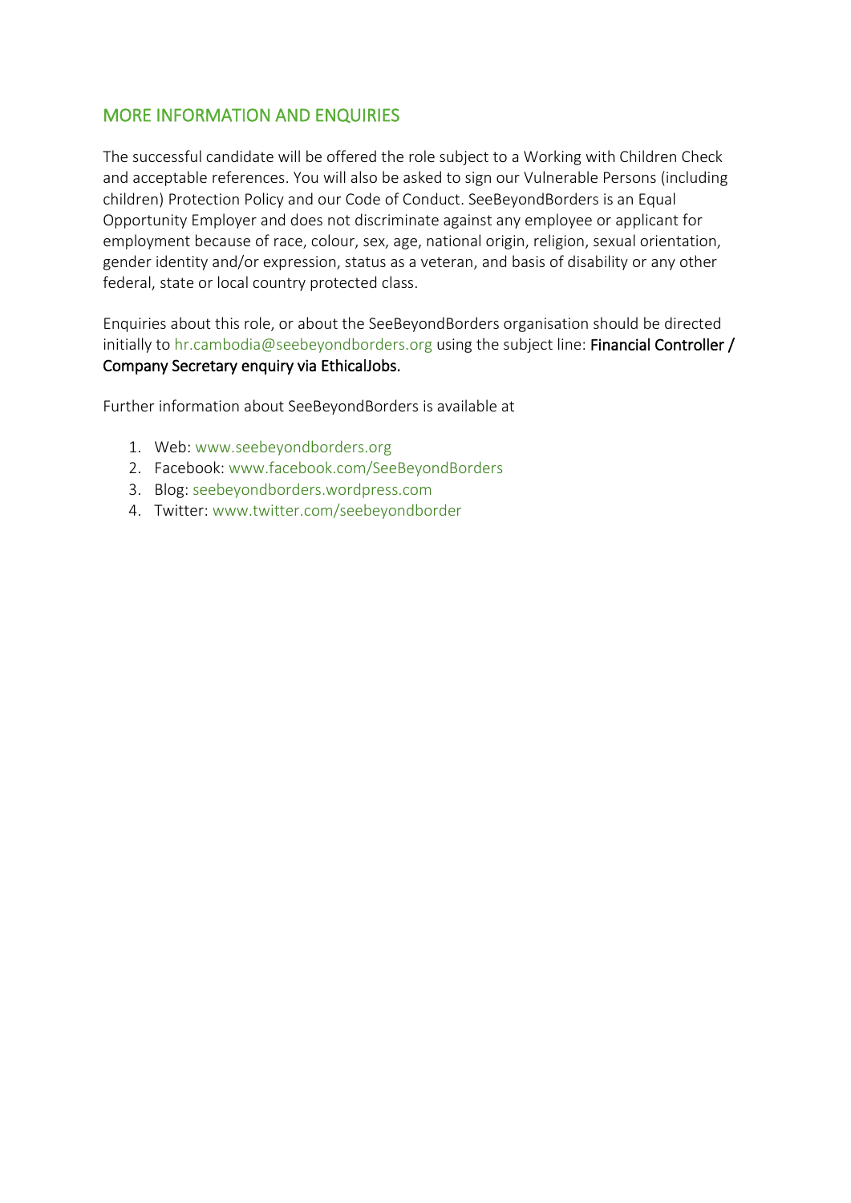## MORE INFORMATION AND ENQUIRIES

The successful candidate will be offered the role subject to a Working with Children Check and acceptable references. You will also be asked to sign our Vulnerable Persons (including children) Protection Policy and our Code of Conduct. SeeBeyondBorders is an Equal Opportunity Employer and does not discriminate against any employee or applicant for employment because of race, colour, sex, age, national origin, religion, sexual orientation, gender identity and/or expression, status as a veteran, and basis of disability or any other federal, state or local country protected class.

Enquiries about this role, or about the SeeBeyondBorders organisation should be directed initially to hr.cambodia@seebeyondborders.org using the subject line: **Financial Controller / Company Secretary enquiry via EthicalJobs.**

Further information about SeeBeyondBorders is available at

1. Web: www.seebeyondborders.org
2. Facebook: www.facebook.com/SeeBeyondBorders
3. Blog: seebeyondborders.wordpress.com
4. Twitter: www.twitter.com/seebeyondborder